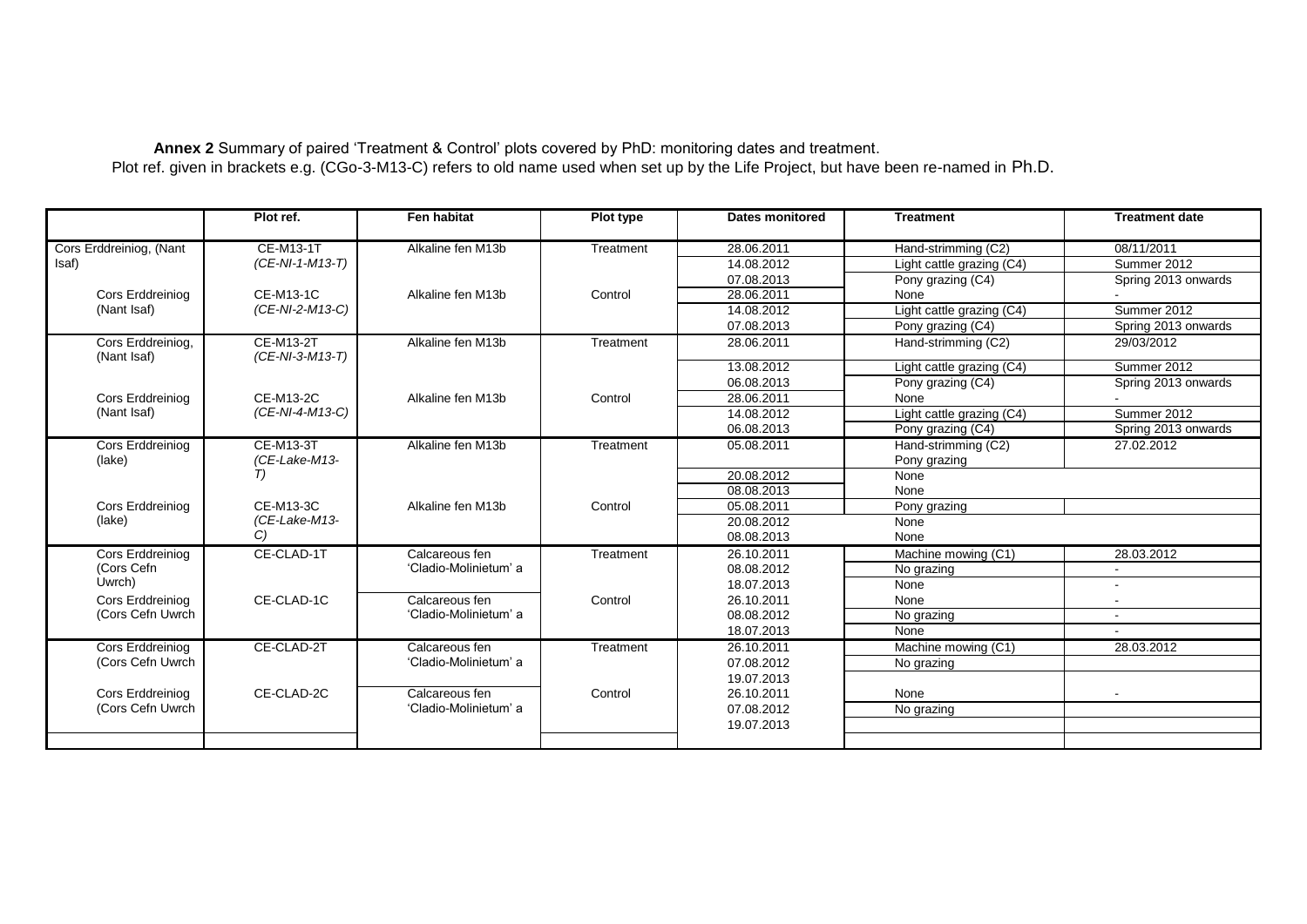**Annex 2** Summary of paired 'Treatment & Control' plots covered by PhD: monitoring dates and treatment.
Plot ref. given in brackets e.g. (CGo-3-M13-C) refers to old name used when set up by the Life Project, but have been re-named in Ph.D.

| | Plot ref. | Fen habitat | Plot type | Dates monitored | Treatment | Treatment date |
|---|---|---|---|---|---|---|
| Cors Erddreiniog, (Nant Isaf) | CE-M13-1T *(CE-NI-1-M13-T)* | Alkaline fen M13b | Treatment | 28.06.2011 | Hand-strimming (C2) | 08/11/2011 |
| | | | | 14.08.2012 | Light cattle grazing (C4) | Summer 2012 |
| | | | | 07.08.2013 | Pony grazing (C4) | Spring 2013 onwards |
| Cors Erddreiniog (Nant Isaf) | CE-M13-1C *(CE-NI-2-M13-C)* | Alkaline fen M13b | Control | 28.06.2011 | None | - |
| | | | | 14.08.2012 | Light cattle grazing (C4) | Summer 2012 |
| | | | | 07.08.2013 | Pony grazing (C4) | Spring 2013 onwards |
| Cors Erddreiniog, (Nant Isaf) | CE-M13-2T *(CE-NI-3-M13-T)* | Alkaline fen M13b | Treatment | 28.06.2011 | Hand-strimming (C2) | 29/03/2012 |
| | | | | 13.08.2012 | Light cattle grazing (C4) | Summer 2012 |
| | | | | 06.08.2013 | Pony grazing (C4) | Spring 2013 onwards |
| Cors Erddreiniog (Nant Isaf) | CE-M13-2C *(CE-NI-4-M13-C)* | Alkaline fen M13b | Control | 28.06.2011 | None | - |
| | | | | 14.08.2012 | Light cattle grazing (C4) | Summer 2012 |
| | | | | 06.08.2013 | Pony grazing (C4) | Spring 2013 onwards |
| Cors Erddreiniog (lake) | CE-M13-3T *(CE-Lake-M13-T)* | Alkaline fen M13b | Treatment | 05.08.2011 | Hand-strimming (C2) Pony grazing | 27.02.2012 |
| | | | | 20.08.2012 | None | |
| | | | | 08.08.2013 | None | |
| Cors Erddreiniog (lake) | CE-M13-3C *(CE-Lake-M13-C)* | Alkaline fen M13b | Control | 05.08.2011 | Pony grazing | |
| | | | | 20.08.2012 | None | |
| | | | | 08.08.2013 | None | |
| Cors Erddreiniog (Cors Cefn Uwrch) | CE-CLAD-1T | Calcareous fen 'Cladio-Molinietum' a | Treatment | 26.10.2011 | Machine mowing (C1) | 28.03.2012 |
| | | | | 08.08.2012 | No grazing | - |
| | | | | 18.07.2013 | None | - |
| Cors Erddreiniog (Cors Cefn Uwrch | CE-CLAD-1C | Calcareous fen 'Cladio-Molinietum' a | Control | 26.10.2011 | None | - |
| | | | | 08.08.2012 | No grazing | - |
| | | | | 18.07.2013 | None | - |
| Cors Erddreiniog (Cors Cefn Uwrch | CE-CLAD-2T | Calcareous fen 'Cladio-Molinietum' a | Treatment | 26.10.2011 | Machine mowing (C1) | 28.03.2012 |
| | | | | 07.08.2012 | No grazing | |
| | | | | 19.07.2013 | | |
| Cors Erddreiniog (Cors Cefn Uwrch | CE-CLAD-2C | Calcareous fen 'Cladio-Molinietum' a | Control | 26.10.2011 | None | - |
| | | | | 07.08.2012 | No grazing | |
| | | | | 19.07.2013 | | |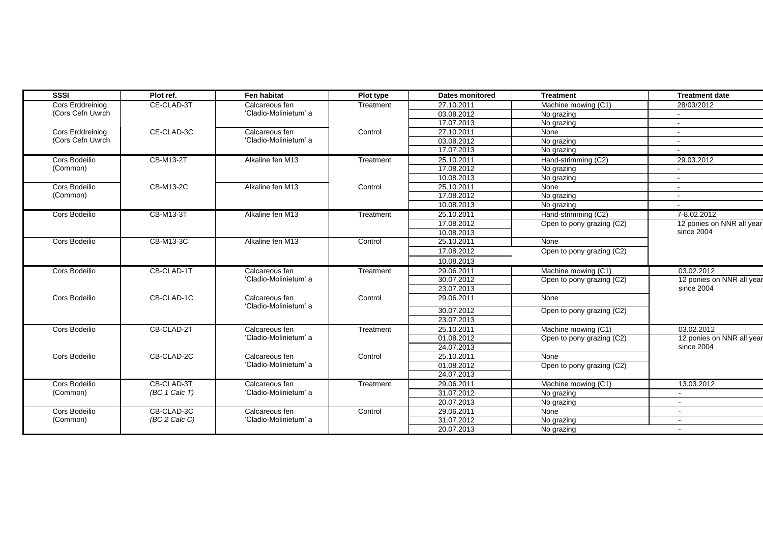| SSSI | Plot ref. | Fen habitat | Plot type | Dates monitored | Treatment | Treatment date |
|---|---|---|---|---|---|---|
| Cors Erddreiniog (Cors Cefn Uwrch | CE-CLAD-3T | Calcareous fen 'Cladio-Molinietum' a | Treatment | 27.10.2011 | Machine mowing (C1) | 28/03/2012 |
| | | | | 03.08.2012 | No grazing | - |
| | | | | 17.07.2013 | No grazing | - |
| Cors Erddreiniog (Cors Cefn Uwrch | CE-CLAD-3C | Calcareous fen 'Cladio-Molinietum' a | Control | 27.10.2011 | None | - |
| | | | | 03.08.2012 | No grazing | - |
| | | | | 17.07.2013 | No grazing | - |
| Cors Bodeilio (Common) | CB-M13-2T | Alkaline fen M13 | Treatment | 25.10.2011 | Hand-strimming (C2) | 29.03.2012 |
| | | | | 17.08.2012 | No grazing | - |
| | | | | 10.08.2013 | No grazing | - |
| Cors Bodeilio (Common) | CB-M13-2C | Alkaline fen M13 | Control | 25.10.2011 | None | - |
| | | | | 17.08.2012 | No grazing | - |
| | | | | 10.08.2013 | No grazing | - |
| Cors Bodeilio | CB-M13-3T | Alkaline fen M13 | Treatment | 25.10.2011 | Hand-strimming (C2) | 7-8.02.2012 |
| | | | | 17.08.2012 | Open to pony grazing (C2) | 12 ponies on NNR all year since 2004 |
| | | | | 10.08.2013 | | |
| Cors Bodeilio | CB-M13-3C | Alkaline fen M13 | Control | 25.10.2011 | None | |
| | | | | 17.08.2012 | Open to pony grazing (C2) | |
| | | | | 10.08.2013 | | |
| Cors Bodeilio | CB-CLAD-1T | Calcareous fen 'Cladio-Molinietum' a | Treatment | 29.06.2011 | Machine mowing (C1) | 03.02.2012 |
| | | | | 30.07.2012 | Open to pony grazing (C2) | 12 ponies on NNR all year since 2004 |
| | | | | 23.07.2013 | | |
| Cors Bodeilio | CB-CLAD-1C | Calcareous fen 'Cladio-Molinietum' a | Control | 29.06.2011 | None | |
| | | | | 30.07.2012 | Open to pony grazing (C2) | |
| | | | | 23.07.2013 | | |
| Cors Bodeilio | CB-CLAD-2T | Calcareous fen 'Cladio-Molinietum' a | Treatment | 25.10.2011 | Machine mowing (C1) | 03.02.2012 |
| | | | | 01.08.2012 | Open to pony grazing (C2) | 12 ponies on NNR all year since 2004 |
| | | | | 24.07.2013 | | |
| Cors Bodeilio | CB-CLAD-2C | Calcareous fen 'Cladio-Molinietum' a | Control | 25.10.2011 | None | |
| | | | | 01.08.2012 | Open to pony grazing (C2) | |
| | | | | 24.07.2013 | | |
| Cors Bodeilio (Common) | CB-CLAD-3T *(BC 1 Calc T)* | Calcareous fen 'Cladio-Molinietum' a | Treatment | 29.06.2011 | Machine mowing (C1) | 13.03.2012 |
| | | | | 31.07.2012 | No grazing | - |
| | | | | 20.07.2013 | No grazing | - |
| Cors Bodeilio (Common) | CB-CLAD-3C *(BC 2 Calc C)* | Calcareous fen 'Cladio-Molinietum' a | Control | 29.06.2011 | None | - |
| | | | | 31.07.2012 | No grazing | - |
| | | | | 20.07.2013 | No grazing | - |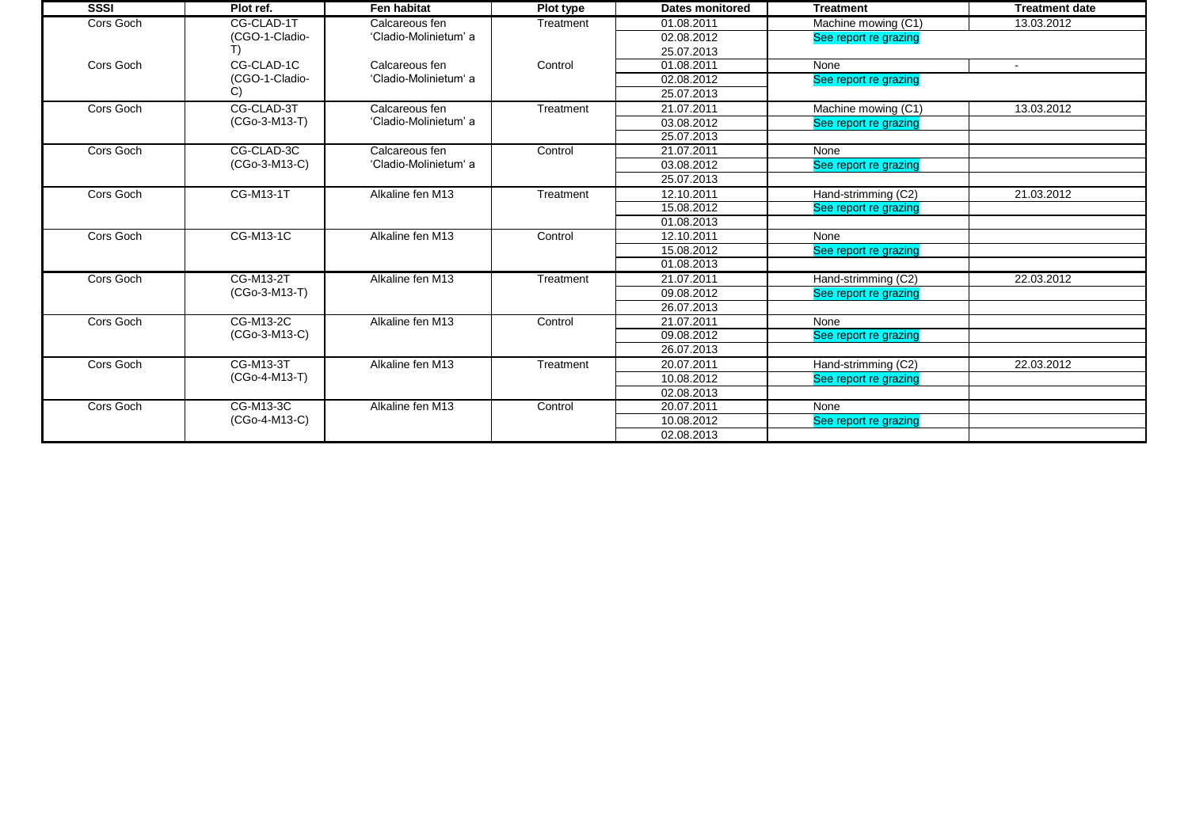| SSSI | Plot ref. | Fen habitat | Plot type | Dates monitored | Treatment | Treatment date |
|---|---|---|---|---|---|---|
| Cors Goch | CG-CLAD-1T (CGO-1-Cladio-T) | Calcareous fen 'Cladio-Molinietum' a | Treatment | 01.08.2011 | Machine mowing (C1) | 13.03.2012 |
| | | | | 02.08.2012 | See report re grazing | |
| | | | | 25.07.2013 | | |
| Cors Goch | CG-CLAD-1C (CGO-1-Cladio-C) | Calcareous fen 'Cladio-Molinietum' a | Control | 01.08.2011 | None | - |
| | | | | 02.08.2012 | See report re grazing | |
| | | | | 25.07.2013 | | |
| Cors Goch | CG-CLAD-3T (CGo-3-M13-T) | Calcareous fen 'Cladio-Molinietum' a | Treatment | 21.07.2011 | Machine mowing (C1) | 13.03.2012 |
| | | | | 03.08.2012 | See report re grazing | |
| | | | | 25.07.2013 | | |
| Cors Goch | CG-CLAD-3C (CGo-3-M13-C) | Calcareous fen 'Cladio-Molinietum' a | Control | 21.07.2011 | None | |
| | | | | 03.08.2012 | See report re grazing | |
| | | | | 25.07.2013 | | |
| Cors Goch | CG-M13-1T | Alkaline fen M13 | Treatment | 12.10.2011 | Hand-strimming (C2) | 21.03.2012 |
| | | | | 15.08.2012 | See report re grazing | |
| | | | | 01.08.2013 | | |
| Cors Goch | CG-M13-1C | Alkaline fen M13 | Control | 12.10.2011 | None | |
| | | | | 15.08.2012 | See report re grazing | |
| | | | | 01.08.2013 | | |
| Cors Goch | CG-M13-2T (CGo-3-M13-T) | Alkaline fen M13 | Treatment | 21.07.2011 | Hand-strimming (C2) | 22.03.2012 |
| | | | | 09.08.2012 | See report re grazing | |
| | | | | 26.07.2013 | | |
| Cors Goch | CG-M13-2C (CGo-3-M13-C) | Alkaline fen M13 | Control | 21.07.2011 | None | |
| | | | | 09.08.2012 | See report re grazing | |
| | | | | 26.07.2013 | | |
| Cors Goch | CG-M13-3T (CGo-4-M13-T) | Alkaline fen M13 | Treatment | 20.07.2011 | Hand-strimming (C2) | 22.03.2012 |
| | | | | 10.08.2012 | See report re grazing | |
| | | | | 02.08.2013 | | |
| Cors Goch | CG-M13-3C (CGo-4-M13-C) | Alkaline fen M13 | Control | 20.07.2011 | None | |
| | | | | 10.08.2012 | See report re grazing | |
| | | | | 02.08.2013 | | |